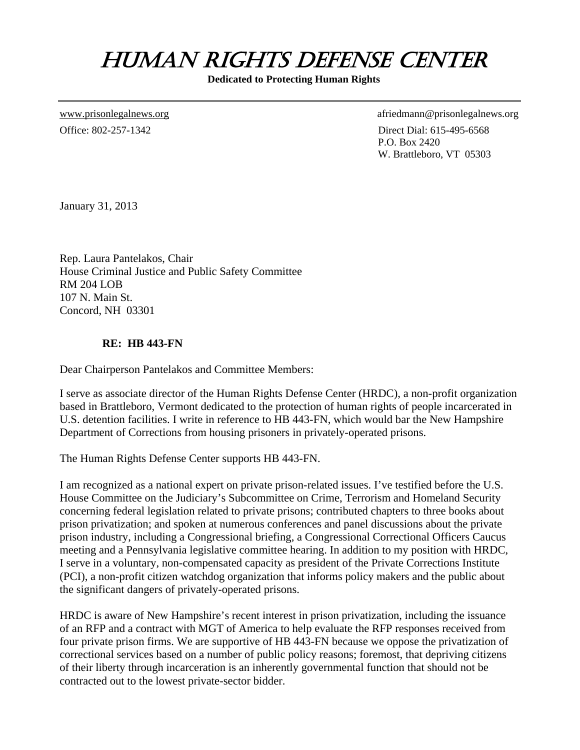# HUMAN RIGHTS DEFENSE CENTER

**Dedicated to Protecting Human Rights**

---

www.prisonlegalnews.org
afriedmann@prisonlegalnews.org

Office: 802-257-1342
Direct Dial: 615-495-6568
P.O. Box 2420
W. Brattleboro, VT 05303

January 31, 2013

Rep. Laura Pantelakos, Chair
House Criminal Justice and Public Safety Committee
RM 204 LOB
107 N. Main St.
Concord, NH 03301

**RE: HB 443-FN**

Dear Chairperson Pantelakos and Committee Members:

I serve as associate director of the Human Rights Defense Center (HRDC), a non-profit organization based in Brattleboro, Vermont dedicated to the protection of human rights of people incarcerated in U.S. detention facilities. I write in reference to HB 443-FN, which would bar the New Hampshire Department of Corrections from housing prisoners in privately-operated prisons.

The Human Rights Defense Center supports HB 443-FN.

I am recognized as a national expert on private prison-related issues. I've testified before the U.S. House Committee on the Judiciary's Subcommittee on Crime, Terrorism and Homeland Security concerning federal legislation related to private prisons; contributed chapters to three books about prison privatization; and spoken at numerous conferences and panel discussions about the private prison industry, including a Congressional briefing, a Congressional Correctional Officers Caucus meeting and a Pennsylvania legislative committee hearing. In addition to my position with HRDC, I serve in a voluntary, non-compensated capacity as president of the Private Corrections Institute (PCI), a non-profit citizen watchdog organization that informs policy makers and the public about the significant dangers of privately-operated prisons.

HRDC is aware of New Hampshire's recent interest in prison privatization, including the issuance of an RFP and a contract with MGT of America to help evaluate the RFP responses received from four private prison firms. We are supportive of HB 443-FN because we oppose the privatization of correctional services based on a number of public policy reasons; foremost, that depriving citizens of their liberty through incarceration is an inherently governmental function that should not be contracted out to the lowest private-sector bidder.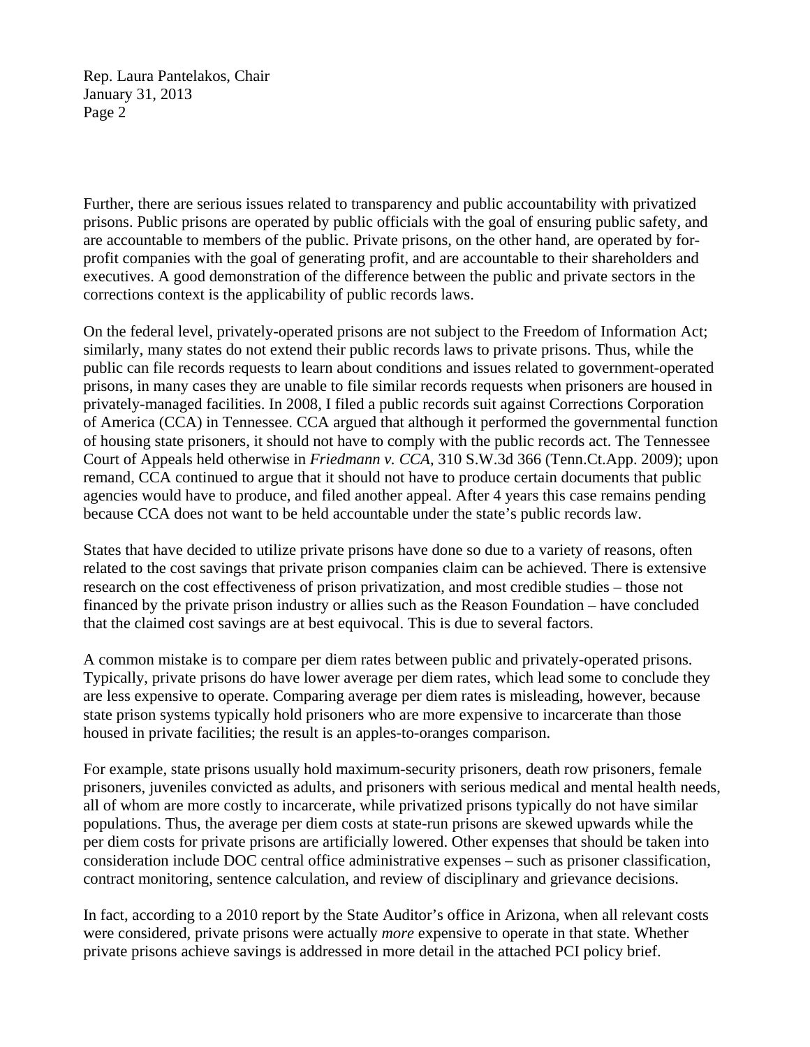Further, there are serious issues related to transparency and public accountability with privatized prisons. Public prisons are operated by public officials with the goal of ensuring public safety, and are accountable to members of the public. Private prisons, on the other hand, are operated by for-profit companies with the goal of generating profit, and are accountable to their shareholders and executives. A good demonstration of the difference between the public and private sectors in the corrections context is the applicability of public records laws.

On the federal level, privately-operated prisons are not subject to the Freedom of Information Act; similarly, many states do not extend their public records laws to private prisons. Thus, while the public can file records requests to learn about conditions and issues related to government-operated prisons, in many cases they are unable to file similar records requests when prisoners are housed in privately-managed facilities. In 2008, I filed a public records suit against Corrections Corporation of America (CCA) in Tennessee. CCA argued that although it performed the governmental function of housing state prisoners, it should not have to comply with the public records act. The Tennessee Court of Appeals held otherwise in *Friedmann v. CCA*, 310 S.W.3d 366 (Tenn.Ct.App. 2009); upon remand, CCA continued to argue that it should not have to produce certain documents that public agencies would have to produce, and filed another appeal. After 4 years this case remains pending because CCA does not want to be held accountable under the state's public records law.

States that have decided to utilize private prisons have done so due to a variety of reasons, often related to the cost savings that private prison companies claim can be achieved. There is extensive research on the cost effectiveness of prison privatization, and most credible studies – those not financed by the private prison industry or allies such as the Reason Foundation – have concluded that the claimed cost savings are at best equivocal. This is due to several factors.

A common mistake is to compare per diem rates between public and privately-operated prisons. Typically, private prisons do have lower average per diem rates, which lead some to conclude they are less expensive to operate. Comparing average per diem rates is misleading, however, because state prison systems typically hold prisoners who are more expensive to incarcerate than those housed in private facilities; the result is an apples-to-oranges comparison.

For example, state prisons usually hold maximum-security prisoners, death row prisoners, female prisoners, juveniles convicted as adults, and prisoners with serious medical and mental health needs, all of whom are more costly to incarcerate, while privatized prisons typically do not have similar populations. Thus, the average per diem costs at state-run prisons are skewed upwards while the per diem costs for private prisons are artificially lowered. Other expenses that should be taken into consideration include DOC central office administrative expenses – such as prisoner classification, contract monitoring, sentence calculation, and review of disciplinary and grievance decisions.

In fact, according to a 2010 report by the State Auditor's office in Arizona, when all relevant costs were considered, private prisons were actually *more* expensive to operate in that state. Whether private prisons achieve savings is addressed in more detail in the attached PCI policy brief.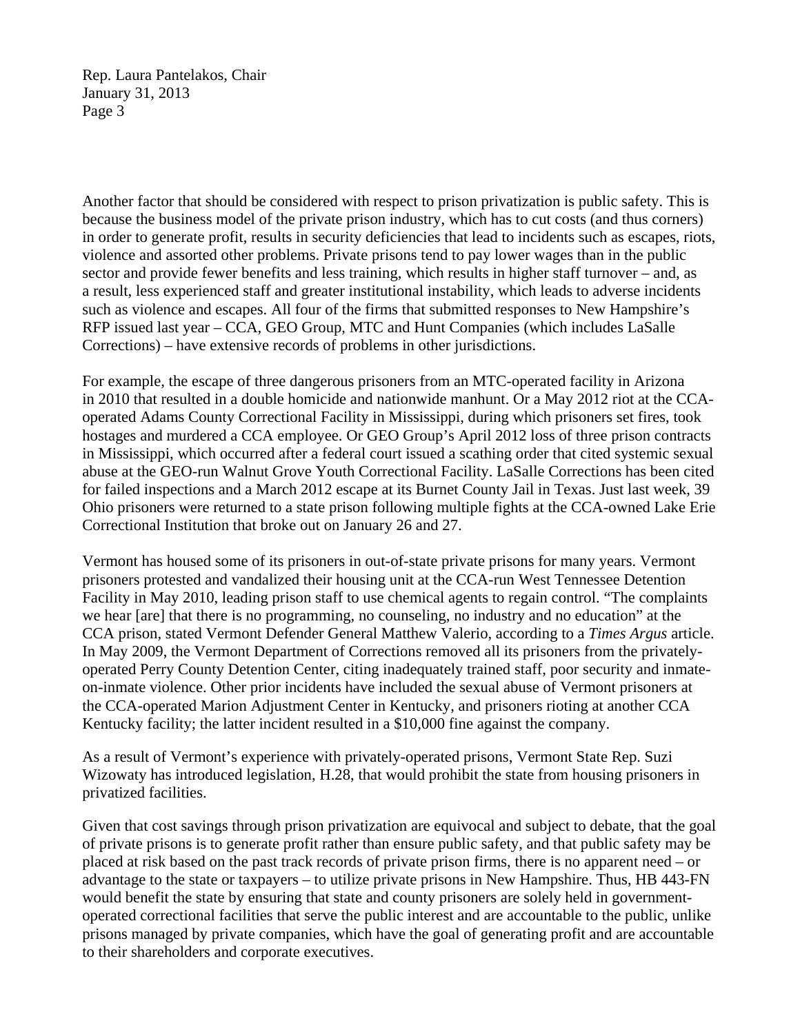Another factor that should be considered with respect to prison privatization is public safety. This is because the business model of the private prison industry, which has to cut costs (and thus corners) in order to generate profit, results in security deficiencies that lead to incidents such as escapes, riots, violence and assorted other problems. Private prisons tend to pay lower wages than in the public sector and provide fewer benefits and less training, which results in higher staff turnover – and, as a result, less experienced staff and greater institutional instability, which leads to adverse incidents such as violence and escapes. All four of the firms that submitted responses to New Hampshire's RFP issued last year – CCA, GEO Group, MTC and Hunt Companies (which includes LaSalle Corrections) – have extensive records of problems in other jurisdictions.

For example, the escape of three dangerous prisoners from an MTC-operated facility in Arizona in 2010 that resulted in a double homicide and nationwide manhunt. Or a May 2012 riot at the CCA-operated Adams County Correctional Facility in Mississippi, during which prisoners set fires, took hostages and murdered a CCA employee. Or GEO Group's April 2012 loss of three prison contracts in Mississippi, which occurred after a federal court issued a scathing order that cited systemic sexual abuse at the GEO-run Walnut Grove Youth Correctional Facility. LaSalle Corrections has been cited for failed inspections and a March 2012 escape at its Burnet County Jail in Texas. Just last week, 39 Ohio prisoners were returned to a state prison following multiple fights at the CCA-owned Lake Erie Correctional Institution that broke out on January 26 and 27.

Vermont has housed some of its prisoners in out-of-state private prisons for many years. Vermont prisoners protested and vandalized their housing unit at the CCA-run West Tennessee Detention Facility in May 2010, leading prison staff to use chemical agents to regain control. "The complaints we hear [are] that there is no programming, no counseling, no industry and no education" at the CCA prison, stated Vermont Defender General Matthew Valerio, according to a *Times Argus* article. In May 2009, the Vermont Department of Corrections removed all its prisoners from the privately-operated Perry County Detention Center, citing inadequately trained staff, poor security and inmate-on-inmate violence. Other prior incidents have included the sexual abuse of Vermont prisoners at the CCA-operated Marion Adjustment Center in Kentucky, and prisoners rioting at another CCA Kentucky facility; the latter incident resulted in a $10,000 fine against the company.

As a result of Vermont's experience with privately-operated prisons, Vermont State Rep. Suzi Wizowaty has introduced legislation, H.28, that would prohibit the state from housing prisoners in privatized facilities.

Given that cost savings through prison privatization are equivocal and subject to debate, that the goal of private prisons is to generate profit rather than ensure public safety, and that public safety may be placed at risk based on the past track records of private prison firms, there is no apparent need – or advantage to the state or taxpayers – to utilize private prisons in New Hampshire. Thus, HB 443-FN would benefit the state by ensuring that state and county prisoners are solely held in government-operated correctional facilities that serve the public interest and are accountable to the public, unlike prisons managed by private companies, which have the goal of generating profit and are accountable to their shareholders and corporate executives.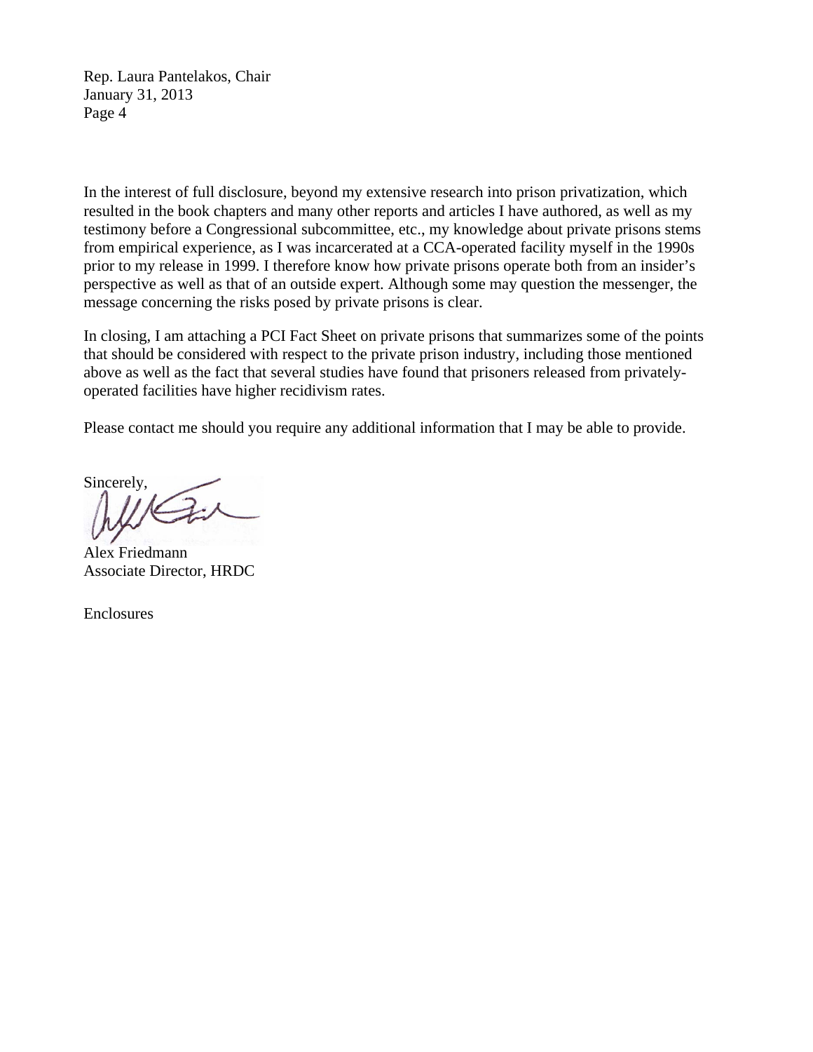In the interest of full disclosure, beyond my extensive research into prison privatization, which resulted in the book chapters and many other reports and articles I have authored, as well as my testimony before a Congressional subcommittee, etc., my knowledge about private prisons stems from empirical experience, as I was incarcerated at a CCA-operated facility myself in the 1990s prior to my release in 1999. I therefore know how private prisons operate both from an insider's perspective as well as that of an outside expert. Although some may question the messenger, the message concerning the risks posed by private prisons is clear.

In closing, I am attaching a PCI Fact Sheet on private prisons that summarizes some of the points that should be considered with respect to the private prison industry, including those mentioned above as well as the fact that several studies have found that prisoners released from privately-operated facilities have higher recidivism rates.

Please contact me should you require any additional information that I may be able to provide.

Sincerely,

Alex Friedmann
Associate Director, HRDC

Enclosures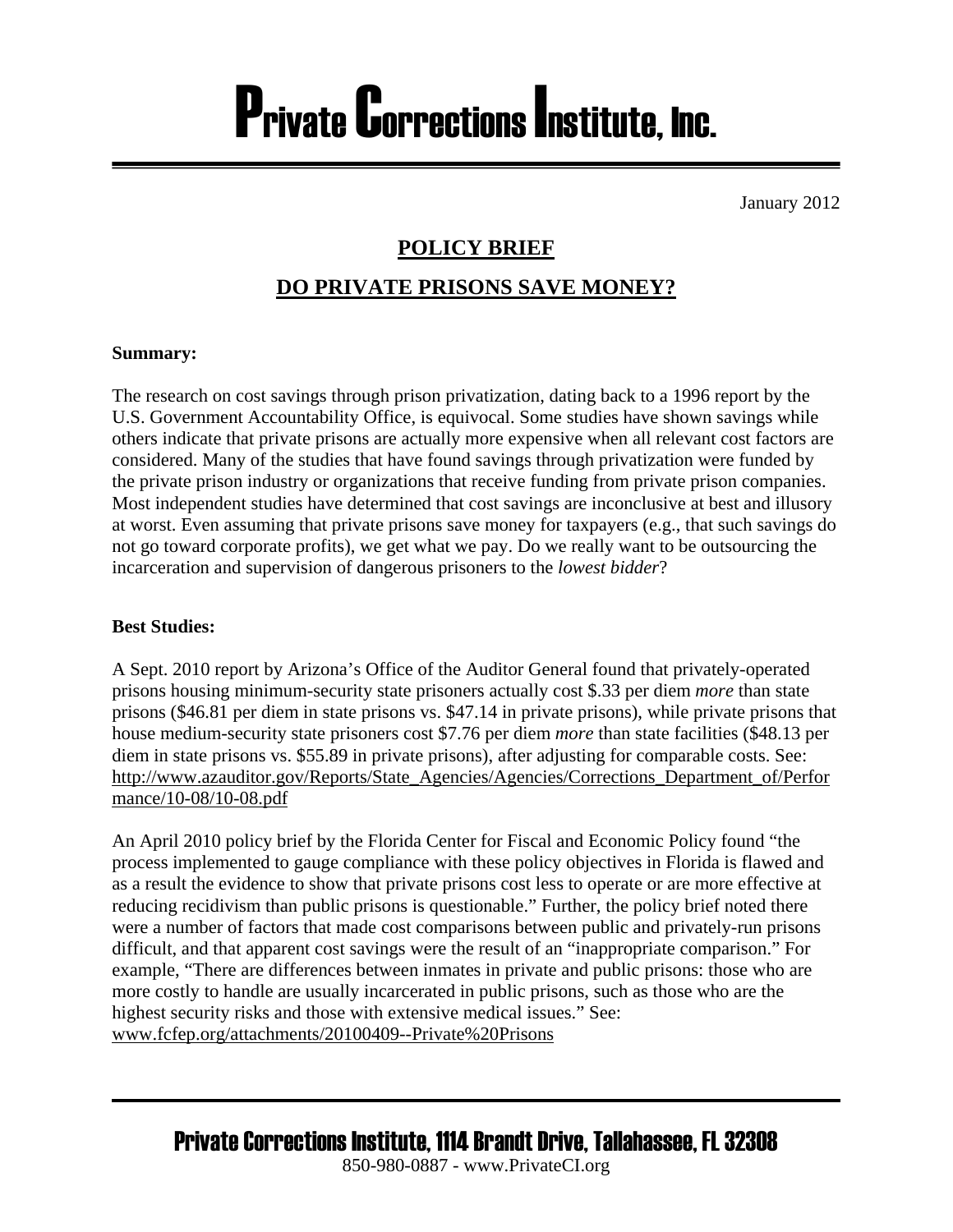# Private Corrections Institute, Inc.

January 2012

## POLICY BRIEF

## DO PRIVATE PRISONS SAVE MONEY?

**Summary:**

The research on cost savings through prison privatization, dating back to a 1996 report by the U.S. Government Accountability Office, is equivocal. Some studies have shown savings while others indicate that private prisons are actually more expensive when all relevant cost factors are considered. Many of the studies that have found savings through privatization were funded by the private prison industry or organizations that receive funding from private prison companies. Most independent studies have determined that cost savings are inconclusive at best and illusory at worst. Even assuming that private prisons save money for taxpayers (e.g., that such savings do not go toward corporate profits), we get what we pay. Do we really want to be outsourcing the incarceration and supervision of dangerous prisoners to the *lowest bidder*?

**Best Studies:**

A Sept. 2010 report by Arizona's Office of the Auditor General found that privately-operated prisons housing minimum-security state prisoners actually cost $.33 per diem *more* than state prisons ($46.81 per diem in state prisons vs. $47.14 in private prisons), while private prisons that house medium-security state prisoners cost $7.76 per diem *more* than state facilities ($48.13 per diem in state prisons vs. $55.89 in private prisons), after adjusting for comparable costs. See: http://www.azauditor.gov/Reports/State_Agencies/Agencies/Corrections_Department_of/Performance/10-08/10-08.pdf

An April 2010 policy brief by the Florida Center for Fiscal and Economic Policy found "the process implemented to gauge compliance with these policy objectives in Florida is flawed and as a result the evidence to show that private prisons cost less to operate or are more effective at reducing recidivism than public prisons is questionable." Further, the policy brief noted there were a number of factors that made cost comparisons between public and privately-run prisons difficult, and that apparent cost savings were the result of an "inappropriate comparison." For example, "There are differences between inmates in private and public prisons: those who are more costly to handle are usually incarcerated in public prisons, such as those who are the highest security risks and those with extensive medical issues." See: www.fcfep.org/attachments/20100409--Private%20Prisons

Private Corrections Institute, 1114 Brandt Drive, Tallahassee, FL 32308
850-980-0887 - www.PrivateCI.org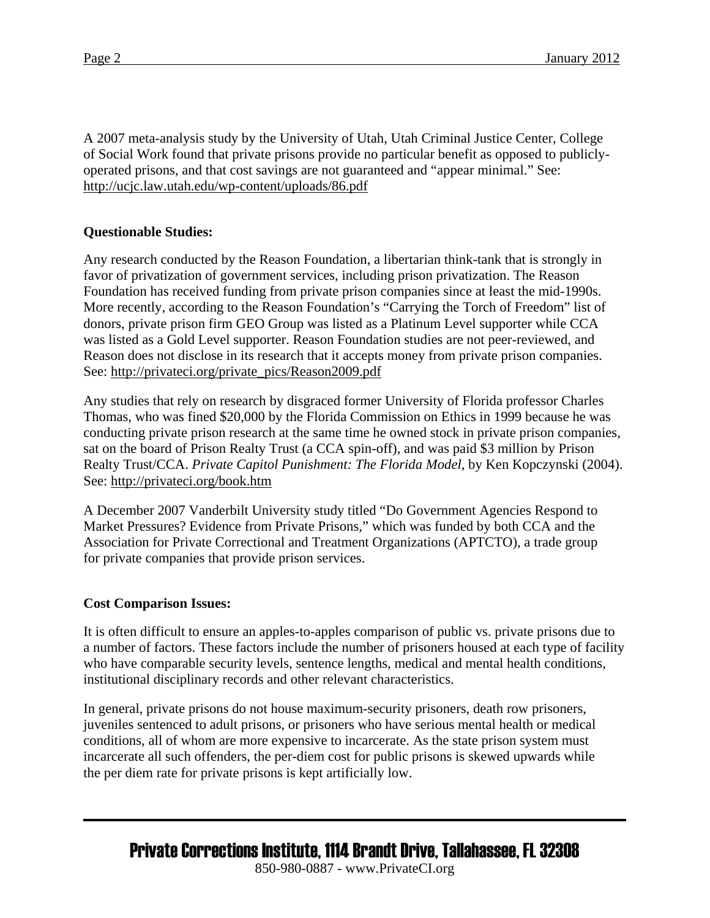A 2007 meta-analysis study by the University of Utah, Utah Criminal Justice Center, College of Social Work found that private prisons provide no particular benefit as opposed to publicly-operated prisons, and that cost savings are not guaranteed and "appear minimal." See: http://ucjc.law.utah.edu/wp-content/uploads/86.pdf

**Questionable Studies:**

Any research conducted by the Reason Foundation, a libertarian think-tank that is strongly in favor of privatization of government services, including prison privatization. The Reason Foundation has received funding from private prison companies since at least the mid-1990s. More recently, according to the Reason Foundation's "Carrying the Torch of Freedom" list of donors, private prison firm GEO Group was listed as a Platinum Level supporter while CCA was listed as a Gold Level supporter. Reason Foundation studies are not peer-reviewed, and Reason does not disclose in its research that it accepts money from private prison companies. See: http://privateci.org/private_pics/Reason2009.pdf

Any studies that rely on research by disgraced former University of Florida professor Charles Thomas, who was fined $20,000 by the Florida Commission on Ethics in 1999 because he was conducting private prison research at the same time he owned stock in private prison companies, sat on the board of Prison Realty Trust (a CCA spin-off), and was paid $3 million by Prison Realty Trust/CCA. *Private Capitol Punishment: The Florida Model*, by Ken Kopczynski (2004). See: http://privateci.org/book.htm

A December 2007 Vanderbilt University study titled "Do Government Agencies Respond to Market Pressures? Evidence from Private Prisons," which was funded by both CCA and the Association for Private Correctional and Treatment Organizations (APTCTO), a trade group for private companies that provide prison services.

**Cost Comparison Issues:**

It is often difficult to ensure an apples-to-apples comparison of public vs. private prisons due to a number of factors. These factors include the number of prisoners housed at each type of facility who have comparable security levels, sentence lengths, medical and mental health conditions, institutional disciplinary records and other relevant characteristics.

In general, private prisons do not house maximum-security prisoners, death row prisoners, juveniles sentenced to adult prisons, or prisoners who have serious mental health or medical conditions, all of whom are more expensive to incarcerate. As the state prison system must incarcerate all such offenders, the per-diem cost for public prisons is skewed upwards while the per diem rate for private prisons is kept artificially low.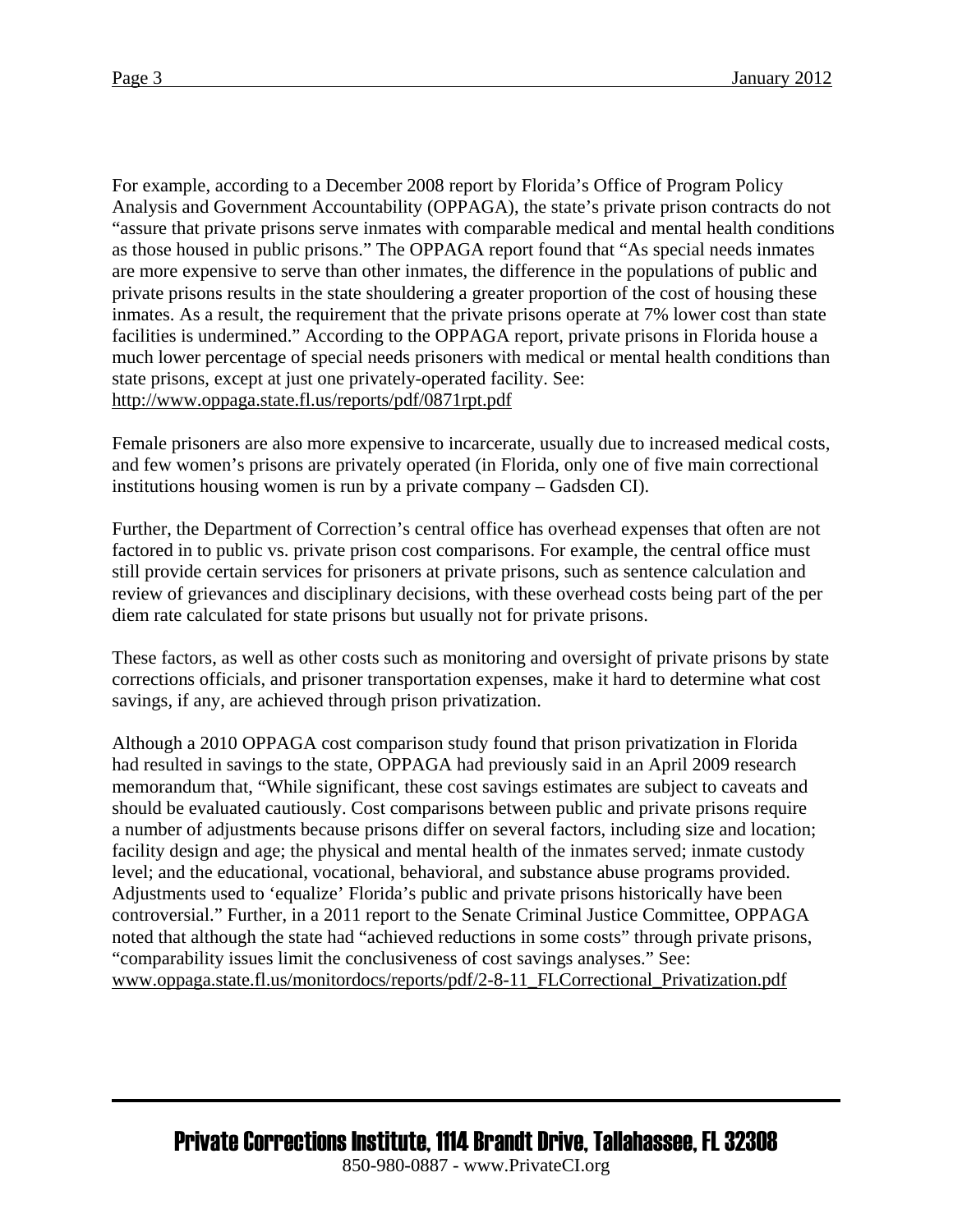For example, according to a December 2008 report by Florida's Office of Program Policy Analysis and Government Accountability (OPPAGA), the state's private prison contracts do not "assure that private prisons serve inmates with comparable medical and mental health conditions as those housed in public prisons." The OPPAGA report found that "As special needs inmates are more expensive to serve than other inmates, the difference in the populations of public and private prisons results in the state shouldering a greater proportion of the cost of housing these inmates. As a result, the requirement that the private prisons operate at 7% lower cost than state facilities is undermined." According to the OPPAGA report, private prisons in Florida house a much lower percentage of special needs prisoners with medical or mental health conditions than state prisons, except at just one privately-operated facility. See: http://www.oppaga.state.fl.us/reports/pdf/0871rpt.pdf

Female prisoners are also more expensive to incarcerate, usually due to increased medical costs, and few women's prisons are privately operated (in Florida, only one of five main correctional institutions housing women is run by a private company – Gadsden CI).

Further, the Department of Correction's central office has overhead expenses that often are not factored in to public vs. private prison cost comparisons. For example, the central office must still provide certain services for prisoners at private prisons, such as sentence calculation and review of grievances and disciplinary decisions, with these overhead costs being part of the per diem rate calculated for state prisons but usually not for private prisons.

These factors, as well as other costs such as monitoring and oversight of private prisons by state corrections officials, and prisoner transportation expenses, make it hard to determine what cost savings, if any, are achieved through prison privatization.

Although a 2010 OPPAGA cost comparison study found that prison privatization in Florida had resulted in savings to the state, OPPAGA had previously said in an April 2009 research memorandum that, "While significant, these cost savings estimates are subject to caveats and should be evaluated cautiously. Cost comparisons between public and private prisons require a number of adjustments because prisons differ on several factors, including size and location; facility design and age; the physical and mental health of the inmates served; inmate custody level; and the educational, vocational, behavioral, and substance abuse programs provided. Adjustments used to 'equalize' Florida's public and private prisons historically have been controversial." Further, in a 2011 report to the Senate Criminal Justice Committee, OPPAGA noted that although the state had "achieved reductions in some costs" through private prisons, "comparability issues limit the conclusiveness of cost savings analyses." See: www.oppaga.state.fl.us/monitordocs/reports/pdf/2-8-11_FLCorrectional_Privatization.pdf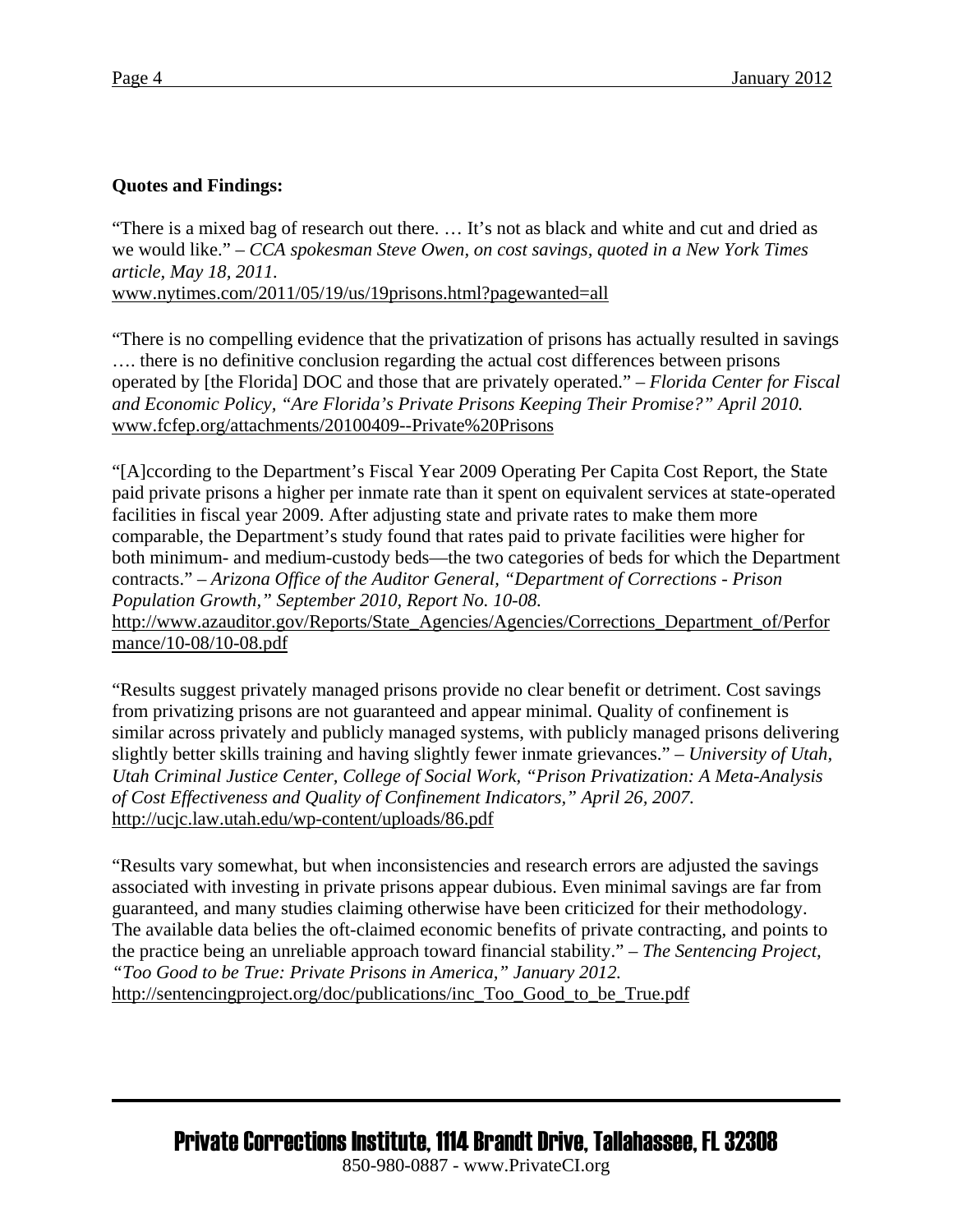**Quotes and Findings:**

"There is a mixed bag of research out there. … It's not as black and white and cut and dried as we would like." – *CCA spokesman Steve Owen, on cost savings, quoted in a New York Times article, May 18, 2011.*
www.nytimes.com/2011/05/19/us/19prisons.html?pagewanted=all

"There is no compelling evidence that the privatization of prisons has actually resulted in savings …. there is no definitive conclusion regarding the actual cost differences between prisons operated by [the Florida] DOC and those that are privately operated." – *Florida Center for Fiscal and Economic Policy, "Are Florida's Private Prisons Keeping Their Promise?" April 2010.*
www.fcfep.org/attachments/20100409--Private%20Prisons

"[A]ccording to the Department's Fiscal Year 2009 Operating Per Capita Cost Report, the State paid private prisons a higher per inmate rate than it spent on equivalent services at state-operated facilities in fiscal year 2009. After adjusting state and private rates to make them more comparable, the Department's study found that rates paid to private facilities were higher for both minimum- and medium-custody beds—the two categories of beds for which the Department contracts." – *Arizona Office of the Auditor General, "Department of Corrections - Prison Population Growth," September 2010, Report No. 10-08.*
http://www.azauditor.gov/Reports/State_Agencies/Agencies/Corrections_Department_of/Performance/10-08/10-08.pdf

"Results suggest privately managed prisons provide no clear benefit or detriment. Cost savings from privatizing prisons are not guaranteed and appear minimal. Quality of confinement is similar across privately and publicly managed systems, with publicly managed prisons delivering slightly better skills training and having slightly fewer inmate grievances." – *University of Utah, Utah Criminal Justice Center, College of Social Work, "Prison Privatization: A Meta-Analysis of Cost Effectiveness and Quality of Confinement Indicators," April 26, 2007.*
http://ucjc.law.utah.edu/wp-content/uploads/86.pdf

"Results vary somewhat, but when inconsistencies and research errors are adjusted the savings associated with investing in private prisons appear dubious. Even minimal savings are far from guaranteed, and many studies claiming otherwise have been criticized for their methodology. The available data belies the oft-claimed economic benefits of private contracting, and points to the practice being an unreliable approach toward financial stability." – *The Sentencing Project, "Too Good to be True: Private Prisons in America," January 2012.*
http://sentencingproject.org/doc/publications/inc_Too_Good_to_be_True.pdf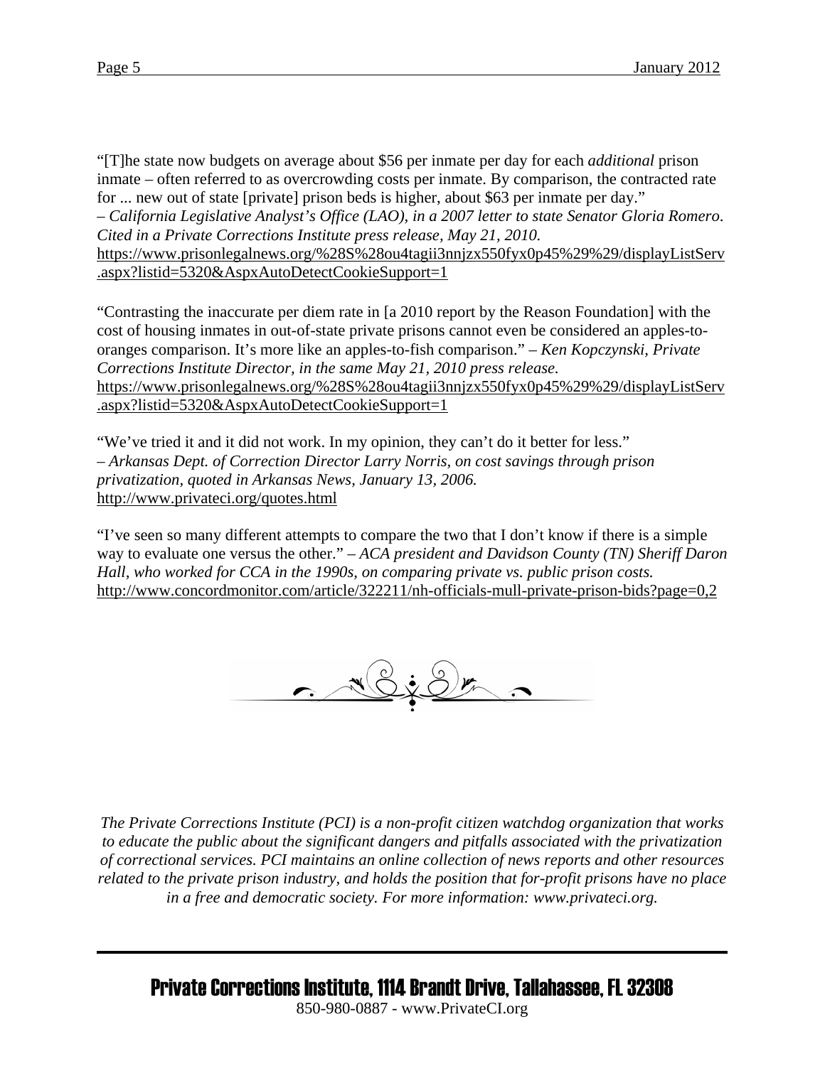"[T]he state now budgets on average about $56 per inmate per day for each *additional* prison inmate – often referred to as overcrowding costs per inmate. By comparison, the contracted rate for ... new out of state [private] prison beds is higher, about $63 per inmate per day."
– *California Legislative Analyst's Office (LAO), in a 2007 letter to state Senator Gloria Romero. Cited in a Private Corrections Institute press release, May 21, 2010.*
https://www.prisonlegalnews.org/%28S%28ou4tagii3nnjzx550fyx0p45%29%29/displayListServ.aspx?listid=5320&AspxAutoDetectCookieSupport=1

"Contrasting the inaccurate per diem rate in [a 2010 report by the Reason Foundation] with the cost of housing inmates in out-of-state private prisons cannot even be considered an apples-to-oranges comparison. It's more like an apples-to-fish comparison." – *Ken Kopczynski, Private Corrections Institute Director, in the same May 21, 2010 press release.*
https://www.prisonlegalnews.org/%28S%28ou4tagii3nnjzx550fyx0p45%29%29/displayListServ.aspx?listid=5320&AspxAutoDetectCookieSupport=1

"We've tried it and it did not work. In my opinion, they can't do it better for less."
– *Arkansas Dept. of Correction Director Larry Norris, on cost savings through prison privatization, quoted in Arkansas News, January 13, 2006.*
http://www.privateci.org/quotes.html

"I've seen so many different attempts to compare the two that I don't know if there is a simple way to evaluate one versus the other." – *ACA president and Davidson County (TN) Sheriff Daron Hall, who worked for CCA in the 1990s, on comparing private vs. public prison costs.*
http://www.concordmonitor.com/article/322211/nh-officials-mull-private-prison-bids?page=0,2

*The Private Corrections Institute (PCI) is a non-profit citizen watchdog organization that works to educate the public about the significant dangers and pitfalls associated with the privatization of correctional services. PCI maintains an online collection of news reports and other resources related to the private prison industry, and holds the position that for-profit prisons have no place in a free and democratic society. For more information: www.privateci.org.*

**Private Corrections Institute, 1114 Brandt Drive, Tallahassee, FL 32308**
850-980-0887 - www.PrivateCI.org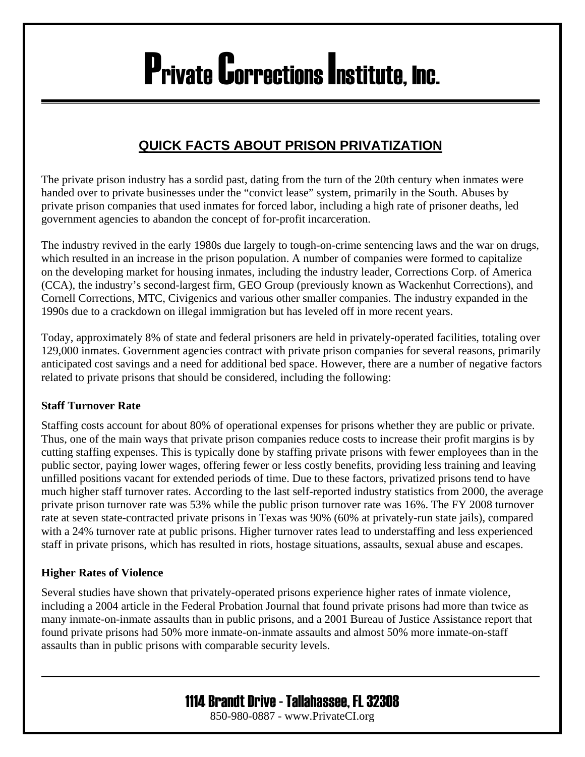# Private Corrections Institute, Inc.

## QUICK FACTS ABOUT PRISON PRIVATIZATION

The private prison industry has a sordid past, dating from the turn of the 20th century when inmates were handed over to private businesses under the "convict lease" system, primarily in the South. Abuses by private prison companies that used inmates for forced labor, including a high rate of prisoner deaths, led government agencies to abandon the concept of for-profit incarceration.

The industry revived in the early 1980s due largely to tough-on-crime sentencing laws and the war on drugs, which resulted in an increase in the prison population. A number of companies were formed to capitalize on the developing market for housing inmates, including the industry leader, Corrections Corp. of America (CCA), the industry's second-largest firm, GEO Group (previously known as Wackenhut Corrections), and Cornell Corrections, MTC, Civigenics and various other smaller companies. The industry expanded in the 1990s due to a crackdown on illegal immigration but has leveled off in more recent years.

Today, approximately 8% of state and federal prisoners are held in privately-operated facilities, totaling over 129,000 inmates. Government agencies contract with private prison companies for several reasons, primarily anticipated cost savings and a need for additional bed space. However, there are a number of negative factors related to private prisons that should be considered, including the following:

**Staff Turnover Rate**

Staffing costs account for about 80% of operational expenses for prisons whether they are public or private. Thus, one of the main ways that private prison companies reduce costs to increase their profit margins is by cutting staffing expenses. This is typically done by staffing private prisons with fewer employees than in the public sector, paying lower wages, offering fewer or less costly benefits, providing less training and leaving unfilled positions vacant for extended periods of time. Due to these factors, privatized prisons tend to have much higher staff turnover rates. According to the last self-reported industry statistics from 2000, the average private prison turnover rate was 53% while the public prison turnover rate was 16%. The FY 2008 turnover rate at seven state-contracted private prisons in Texas was 90% (60% at privately-run state jails), compared with a 24% turnover rate at public prisons. Higher turnover rates lead to understaffing and less experienced staff in private prisons, which has resulted in riots, hostage situations, assaults, sexual abuse and escapes.

**Higher Rates of Violence**

Several studies have shown that privately-operated prisons experience higher rates of inmate violence, including a 2004 article in the Federal Probation Journal that found private prisons had more than twice as many inmate-on-inmate assaults than in public prisons, and a 2001 Bureau of Justice Assistance report that found private prisons had 50% more inmate-on-inmate assaults and almost 50% more inmate-on-staff assaults than in public prisons with comparable security levels.

1114 Brandt Drive - Tallahassee, FL 32308
850-980-0887 - www.PrivateCI.org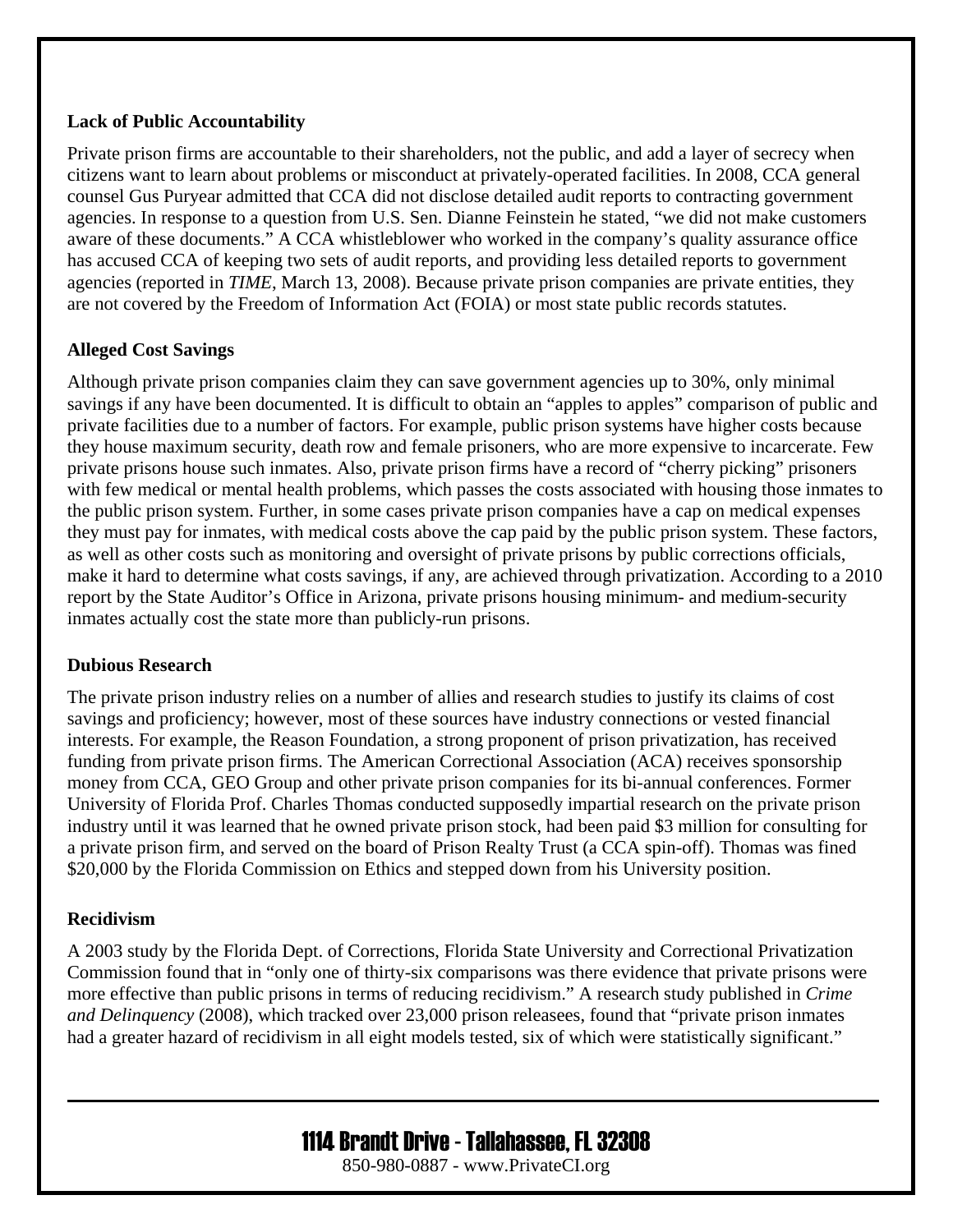**Lack of Public Accountability**

Private prison firms are accountable to their shareholders, not the public, and add a layer of secrecy when citizens want to learn about problems or misconduct at privately-operated facilities. In 2008, CCA general counsel Gus Puryear admitted that CCA did not disclose detailed audit reports to contracting government agencies. In response to a question from U.S. Sen. Dianne Feinstein he stated, "we did not make customers aware of these documents." A CCA whistleblower who worked in the company's quality assurance office has accused CCA of keeping two sets of audit reports, and providing less detailed reports to government agencies (reported in *TIME*, March 13, 2008). Because private prison companies are private entities, they are not covered by the Freedom of Information Act (FOIA) or most state public records statutes.

**Alleged Cost Savings**

Although private prison companies claim they can save government agencies up to 30%, only minimal savings if any have been documented. It is difficult to obtain an "apples to apples" comparison of public and private facilities due to a number of factors. For example, public prison systems have higher costs because they house maximum security, death row and female prisoners, who are more expensive to incarcerate. Few private prisons house such inmates. Also, private prison firms have a record of "cherry picking" prisoners with few medical or mental health problems, which passes the costs associated with housing those inmates to the public prison system. Further, in some cases private prison companies have a cap on medical expenses they must pay for inmates, with medical costs above the cap paid by the public prison system. These factors, as well as other costs such as monitoring and oversight of private prisons by public corrections officials, make it hard to determine what costs savings, if any, are achieved through privatization. According to a 2010 report by the State Auditor's Office in Arizona, private prisons housing minimum- and medium-security inmates actually cost the state more than publicly-run prisons.

**Dubious Research**

The private prison industry relies on a number of allies and research studies to justify its claims of cost savings and proficiency; however, most of these sources have industry connections or vested financial interests. For example, the Reason Foundation, a strong proponent of prison privatization, has received funding from private prison firms. The American Correctional Association (ACA) receives sponsorship money from CCA, GEO Group and other private prison companies for its bi-annual conferences. Former University of Florida Prof. Charles Thomas conducted supposedly impartial research on the private prison industry until it was learned that he owned private prison stock, had been paid $3 million for consulting for a private prison firm, and served on the board of Prison Realty Trust (a CCA spin-off). Thomas was fined $20,000 by the Florida Commission on Ethics and stepped down from his University position.

**Recidivism**

A 2003 study by the Florida Dept. of Corrections, Florida State University and Correctional Privatization Commission found that in "only one of thirty-six comparisons was there evidence that private prisons were more effective than public prisons in terms of reducing recidivism." A research study published in *Crime and Delinquency* (2008), which tracked over 23,000 prison releasees, found that "private prison inmates had a greater hazard of recidivism in all eight models tested, six of which were statistically significant."

1114 Brandt Drive - Tallahassee, FL 32308

850-980-0887 - www.PrivateCI.org